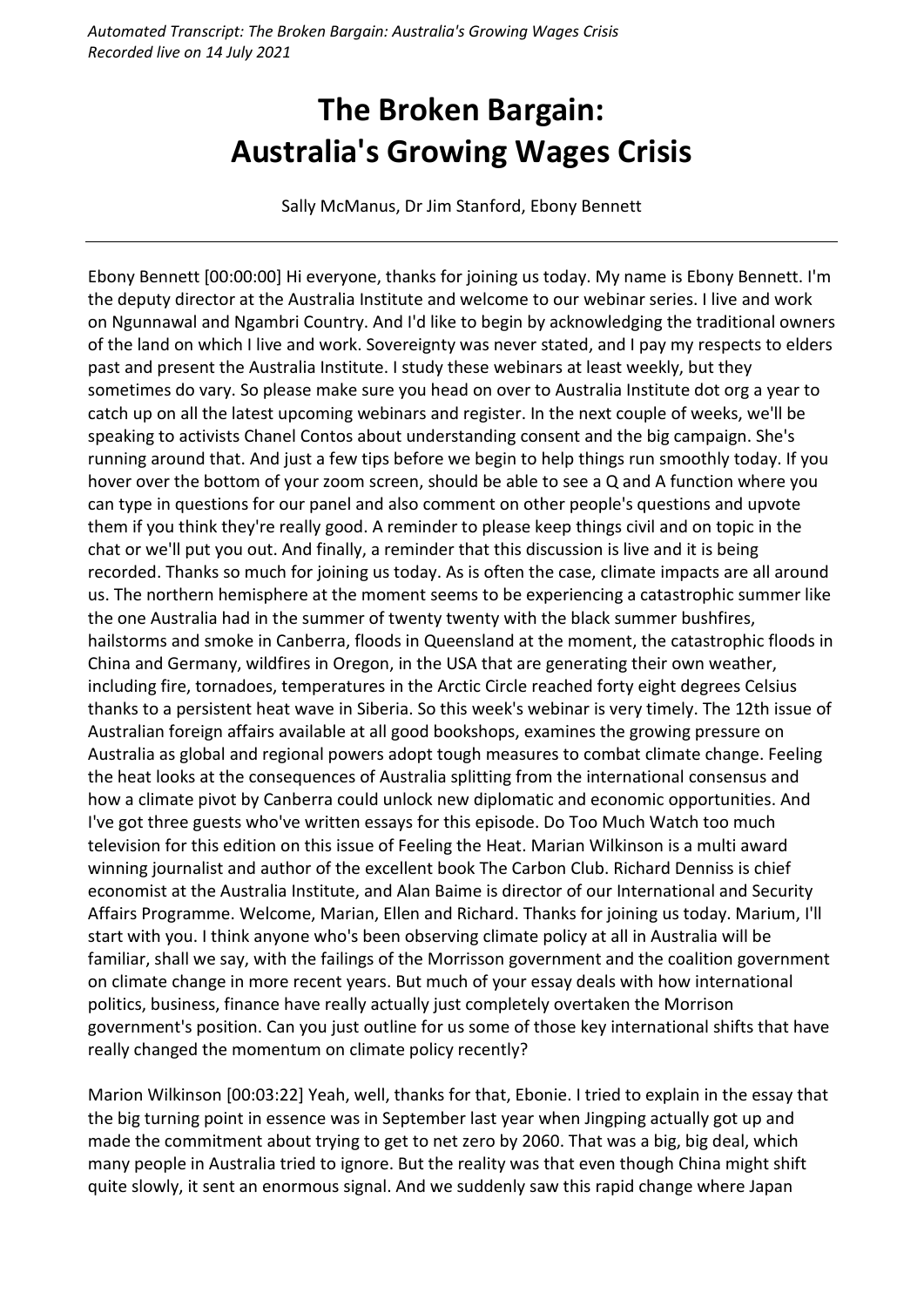*Automated Transcript: The Broken Bargain: Australia's Growing Wages Crisis*
*Recorded live on 14 July 2021*

# The Broken Bargain: Australia's Growing Wages Crisis

Sally McManus, Dr Jim Stanford, Ebony Bennett

---

Ebony Bennett [00:00:00] Hi everyone, thanks for joining us today. My name is Ebony Bennett. I'm the deputy director at the Australia Institute and welcome to our webinar series. I live and work on Ngunnawal and Ngambri Country. And I'd like to begin by acknowledging the traditional owners of the land on which I live and work. Sovereignty was never stated, and I pay my respects to elders past and present the Australia Institute. I study these webinars at least weekly, but they sometimes do vary. So please make sure you head on over to Australia Institute dot org a year to catch up on all the latest upcoming webinars and register. In the next couple of weeks, we'll be speaking to activists Chanel Contos about understanding consent and the big campaign. She's running around that. And just a few tips before we begin to help things run smoothly today. If you hover over the bottom of your zoom screen, should be able to see a Q and A function where you can type in questions for our panel and also comment on other people's questions and upvote them if you think they're really good. A reminder to please keep things civil and on topic in the chat or we'll put you out. And finally, a reminder that this discussion is live and it is being recorded. Thanks so much for joining us today. As is often the case, climate impacts are all around us. The northern hemisphere at the moment seems to be experiencing a catastrophic summer like the one Australia had in the summer of twenty twenty with the black summer bushfires, hailstorms and smoke in Canberra, floods in Queensland at the moment, the catastrophic floods in China and Germany, wildfires in Oregon, in the USA that are generating their own weather, including fire, tornadoes, temperatures in the Arctic Circle reached forty eight degrees Celsius thanks to a persistent heat wave in Siberia. So this week's webinar is very timely. The 12th issue of Australian foreign affairs available at all good bookshops, examines the growing pressure on Australia as global and regional powers adopt tough measures to combat climate change. Feeling the heat looks at the consequences of Australia splitting from the international consensus and how a climate pivot by Canberra could unlock new diplomatic and economic opportunities. And I've got three guests who've written essays for this episode. Do Too Much Watch too much television for this edition on this issue of Feeling the Heat. Marian Wilkinson is a multi award winning journalist and author of the excellent book The Carbon Club. Richard Denniss is chief economist at the Australia Institute, and Alan Baime is director of our International and Security Affairs Programme. Welcome, Marian, Ellen and Richard. Thanks for joining us today. Marium, I'll start with you. I think anyone who's been observing climate policy at all in Australia will be familiar, shall we say, with the failings of the Morrisson government and the coalition government on climate change in more recent years. But much of your essay deals with how international politics, business, finance have really actually just completely overtaken the Morrison government's position. Can you just outline for us some of those key international shifts that have really changed the momentum on climate policy recently?

Marion Wilkinson [00:03:22] Yeah, well, thanks for that, Ebonie. I tried to explain in the essay that the big turning point in essence was in September last year when Jingping actually got up and made the commitment about trying to get to net zero by 2060. That was a big, big deal, which many people in Australia tried to ignore. But the reality was that even though China might shift quite slowly, it sent an enormous signal. And we suddenly saw this rapid change where Japan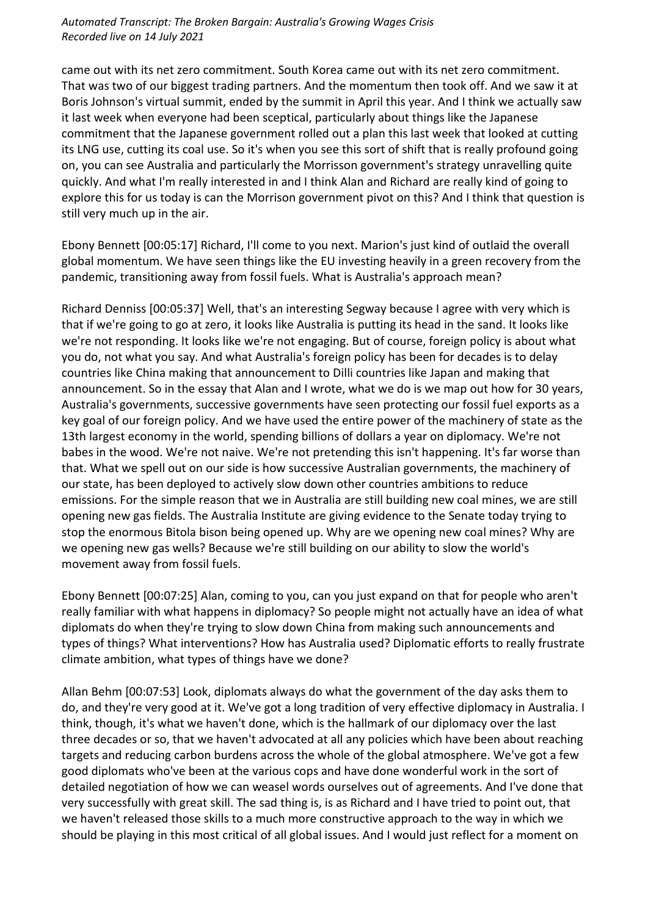came out with its net zero commitment. South Korea came out with its net zero commitment. That was two of our biggest trading partners. And the momentum then took off. And we saw it at Boris Johnson's virtual summit, ended by the summit in April this year. And I think we actually saw it last week when everyone had been sceptical, particularly about things like the Japanese commitment that the Japanese government rolled out a plan this last week that looked at cutting its LNG use, cutting its coal use. So it's when you see this sort of shift that is really profound going on, you can see Australia and particularly the Morrisson government's strategy unravelling quite quickly. And what I'm really interested in and I think Alan and Richard are really kind of going to explore this for us today is can the Morrison government pivot on this? And I think that question is still very much up in the air.

Ebony Bennett [00:05:17] Richard, I'll come to you next. Marion's just kind of outlaid the overall global momentum. We have seen things like the EU investing heavily in a green recovery from the pandemic, transitioning away from fossil fuels. What is Australia's approach mean?

Richard Denniss [00:05:37] Well, that's an interesting Segway because I agree with very which is that if we're going to go at zero, it looks like Australia is putting its head in the sand. It looks like we're not responding. It looks like we're not engaging. But of course, foreign policy is about what you do, not what you say. And what Australia's foreign policy has been for decades is to delay countries like China making that announcement to Dilli countries like Japan and making that announcement. So in the essay that Alan and I wrote, what we do is we map out how for 30 years, Australia's governments, successive governments have seen protecting our fossil fuel exports as a key goal of our foreign policy. And we have used the entire power of the machinery of state as the 13th largest economy in the world, spending billions of dollars a year on diplomacy. We're not babes in the wood. We're not naive. We're not pretending this isn't happening. It's far worse than that. What we spell out on our side is how successive Australian governments, the machinery of our state, has been deployed to actively slow down other countries ambitions to reduce emissions. For the simple reason that we in Australia are still building new coal mines, we are still opening new gas fields. The Australia Institute are giving evidence to the Senate today trying to stop the enormous Bitola bison being opened up. Why are we opening new coal mines? Why are we opening new gas wells? Because we're still building on our ability to slow the world's movement away from fossil fuels.

Ebony Bennett [00:07:25] Alan, coming to you, can you just expand on that for people who aren't really familiar with what happens in diplomacy? So people might not actually have an idea of what diplomats do when they're trying to slow down China from making such announcements and types of things? What interventions? How has Australia used? Diplomatic efforts to really frustrate climate ambition, what types of things have we done?

Allan Behm [00:07:53] Look, diplomats always do what the government of the day asks them to do, and they're very good at it. We've got a long tradition of very effective diplomacy in Australia. I think, though, it's what we haven't done, which is the hallmark of our diplomacy over the last three decades or so, that we haven't advocated at all any policies which have been about reaching targets and reducing carbon burdens across the whole of the global atmosphere. We've got a few good diplomats who've been at the various cops and have done wonderful work in the sort of detailed negotiation of how we can weasel words ourselves out of agreements. And I've done that very successfully with great skill. The sad thing is, is as Richard and I have tried to point out, that we haven't released those skills to a much more constructive approach to the way in which we should be playing in this most critical of all global issues. And I would just reflect for a moment on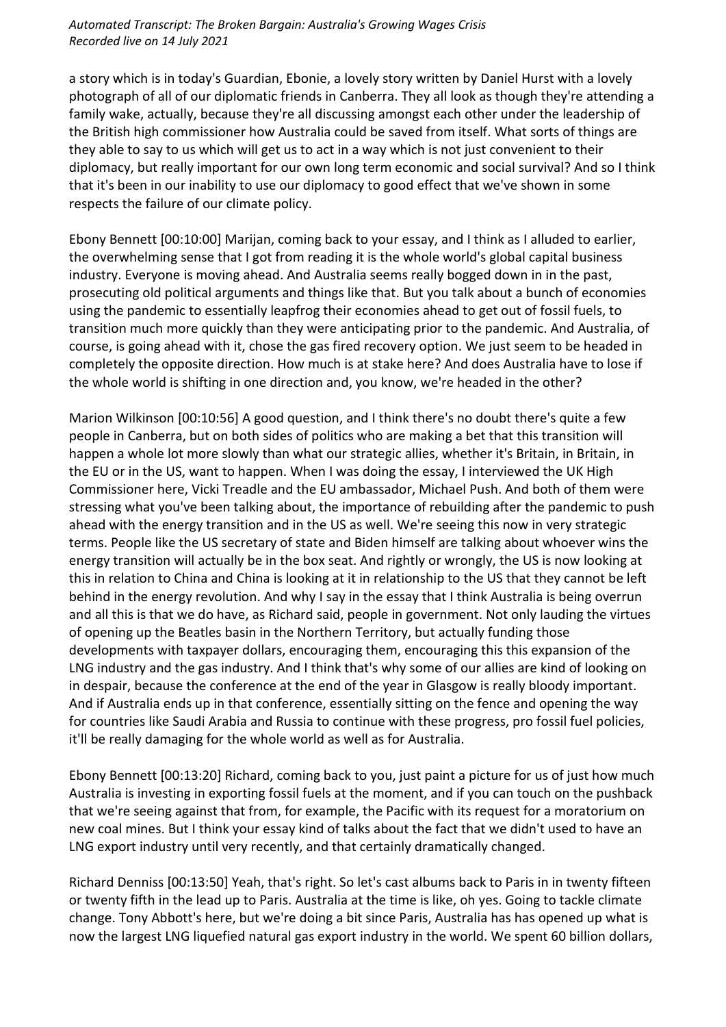a story which is in today's Guardian, Ebonie, a lovely story written by Daniel Hurst with a lovely photograph of all of our diplomatic friends in Canberra. They all look as though they're attending a family wake, actually, because they're all discussing amongst each other under the leadership of the British high commissioner how Australia could be saved from itself. What sorts of things are they able to say to us which will get us to act in a way which is not just convenient to their diplomacy, but really important for our own long term economic and social survival? And so I think that it's been in our inability to use our diplomacy to good effect that we've shown in some respects the failure of our climate policy.

Ebony Bennett [00:10:00] Marijan, coming back to your essay, and I think as I alluded to earlier, the overwhelming sense that I got from reading it is the whole world's global capital business industry. Everyone is moving ahead. And Australia seems really bogged down in in the past, prosecuting old political arguments and things like that. But you talk about a bunch of economies using the pandemic to essentially leapfrog their economies ahead to get out of fossil fuels, to transition much more quickly than they were anticipating prior to the pandemic. And Australia, of course, is going ahead with it, chose the gas fired recovery option. We just seem to be headed in completely the opposite direction. How much is at stake here? And does Australia have to lose if the whole world is shifting in one direction and, you know, we're headed in the other?

Marion Wilkinson [00:10:56] A good question, and I think there's no doubt there's quite a few people in Canberra, but on both sides of politics who are making a bet that this transition will happen a whole lot more slowly than what our strategic allies, whether it's Britain, in Britain, in the EU or in the US, want to happen. When I was doing the essay, I interviewed the UK High Commissioner here, Vicki Treadle and the EU ambassador, Michael Push. And both of them were stressing what you've been talking about, the importance of rebuilding after the pandemic to push ahead with the energy transition and in the US as well. We're seeing this now in very strategic terms. People like the US secretary of state and Biden himself are talking about whoever wins the energy transition will actually be in the box seat. And rightly or wrongly, the US is now looking at this in relation to China and China is looking at it in relationship to the US that they cannot be left behind in the energy revolution. And why I say in the essay that I think Australia is being overrun and all this is that we do have, as Richard said, people in government. Not only lauding the virtues of opening up the Beatles basin in the Northern Territory, but actually funding those developments with taxpayer dollars, encouraging them, encouraging this this expansion of the LNG industry and the gas industry. And I think that's why some of our allies are kind of looking on in despair, because the conference at the end of the year in Glasgow is really bloody important. And if Australia ends up in that conference, essentially sitting on the fence and opening the way for countries like Saudi Arabia and Russia to continue with these progress, pro fossil fuel policies, it'll be really damaging for the whole world as well as for Australia.

Ebony Bennett [00:13:20] Richard, coming back to you, just paint a picture for us of just how much Australia is investing in exporting fossil fuels at the moment, and if you can touch on the pushback that we're seeing against that from, for example, the Pacific with its request for a moratorium on new coal mines. But I think your essay kind of talks about the fact that we didn't used to have an LNG export industry until very recently, and that certainly dramatically changed.

Richard Denniss [00:13:50] Yeah, that's right. So let's cast albums back to Paris in in twenty fifteen or twenty fifth in the lead up to Paris. Australia at the time is like, oh yes. Going to tackle climate change. Tony Abbott's here, but we're doing a bit since Paris, Australia has has opened up what is now the largest LNG liquefied natural gas export industry in the world. We spent 60 billion dollars,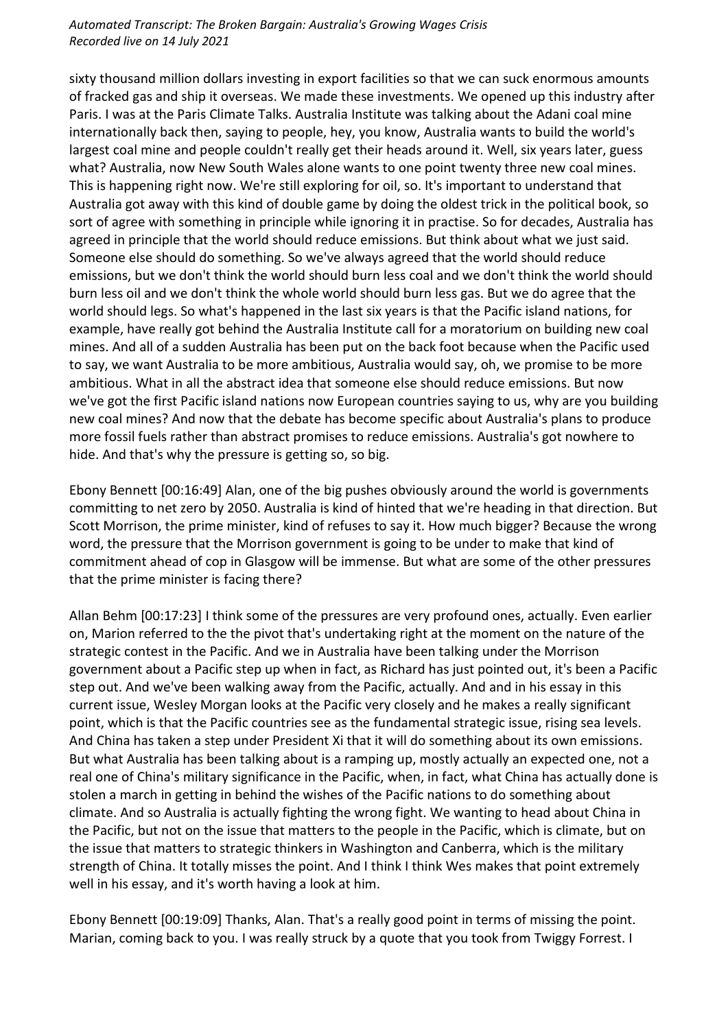sixty thousand million dollars investing in export facilities so that we can suck enormous amounts of fracked gas and ship it overseas. We made these investments. We opened up this industry after Paris. I was at the Paris Climate Talks. Australia Institute was talking about the Adani coal mine internationally back then, saying to people, hey, you know, Australia wants to build the world's largest coal mine and people couldn't really get their heads around it. Well, six years later, guess what? Australia, now New South Wales alone wants to one point twenty three new coal mines. This is happening right now. We're still exploring for oil, so. It's important to understand that Australia got away with this kind of double game by doing the oldest trick in the political book, so sort of agree with something in principle while ignoring it in practise. So for decades, Australia has agreed in principle that the world should reduce emissions. But think about what we just said. Someone else should do something. So we've always agreed that the world should reduce emissions, but we don't think the world should burn less coal and we don't think the world should burn less oil and we don't think the whole world should burn less gas. But we do agree that the world should legs. So what's happened in the last six years is that the Pacific island nations, for example, have really got behind the Australia Institute call for a moratorium on building new coal mines. And all of a sudden Australia has been put on the back foot because when the Pacific used to say, we want Australia to be more ambitious, Australia would say, oh, we promise to be more ambitious. What in all the abstract idea that someone else should reduce emissions. But now we've got the first Pacific island nations now European countries saying to us, why are you building new coal mines? And now that the debate has become specific about Australia's plans to produce more fossil fuels rather than abstract promises to reduce emissions. Australia's got nowhere to hide. And that's why the pressure is getting so, so big.

Ebony Bennett [00:16:49] Alan, one of the big pushes obviously around the world is governments committing to net zero by 2050. Australia is kind of hinted that we're heading in that direction. But Scott Morrison, the prime minister, kind of refuses to say it. How much bigger? Because the wrong word, the pressure that the Morrison government is going to be under to make that kind of commitment ahead of cop in Glasgow will be immense. But what are some of the other pressures that the prime minister is facing there?

Allan Behm [00:17:23] I think some of the pressures are very profound ones, actually. Even earlier on, Marion referred to the the pivot that's undertaking right at the moment on the nature of the strategic contest in the Pacific. And we in Australia have been talking under the Morrison government about a Pacific step up when in fact, as Richard has just pointed out, it's been a Pacific step out. And we've been walking away from the Pacific, actually. And and in his essay in this current issue, Wesley Morgan looks at the Pacific very closely and he makes a really significant point, which is that the Pacific countries see as the fundamental strategic issue, rising sea levels. And China has taken a step under President Xi that it will do something about its own emissions. But what Australia has been talking about is a ramping up, mostly actually an expected one, not a real one of China's military significance in the Pacific, when, in fact, what China has actually done is stolen a march in getting in behind the wishes of the Pacific nations to do something about climate. And so Australia is actually fighting the wrong fight. We wanting to head about China in the Pacific, but not on the issue that matters to the people in the Pacific, which is climate, but on the issue that matters to strategic thinkers in Washington and Canberra, which is the military strength of China. It totally misses the point. And I think I think Wes makes that point extremely well in his essay, and it's worth having a look at him.

Ebony Bennett [00:19:09] Thanks, Alan. That's a really good point in terms of missing the point. Marian, coming back to you. I was really struck by a quote that you took from Twiggy Forrest. I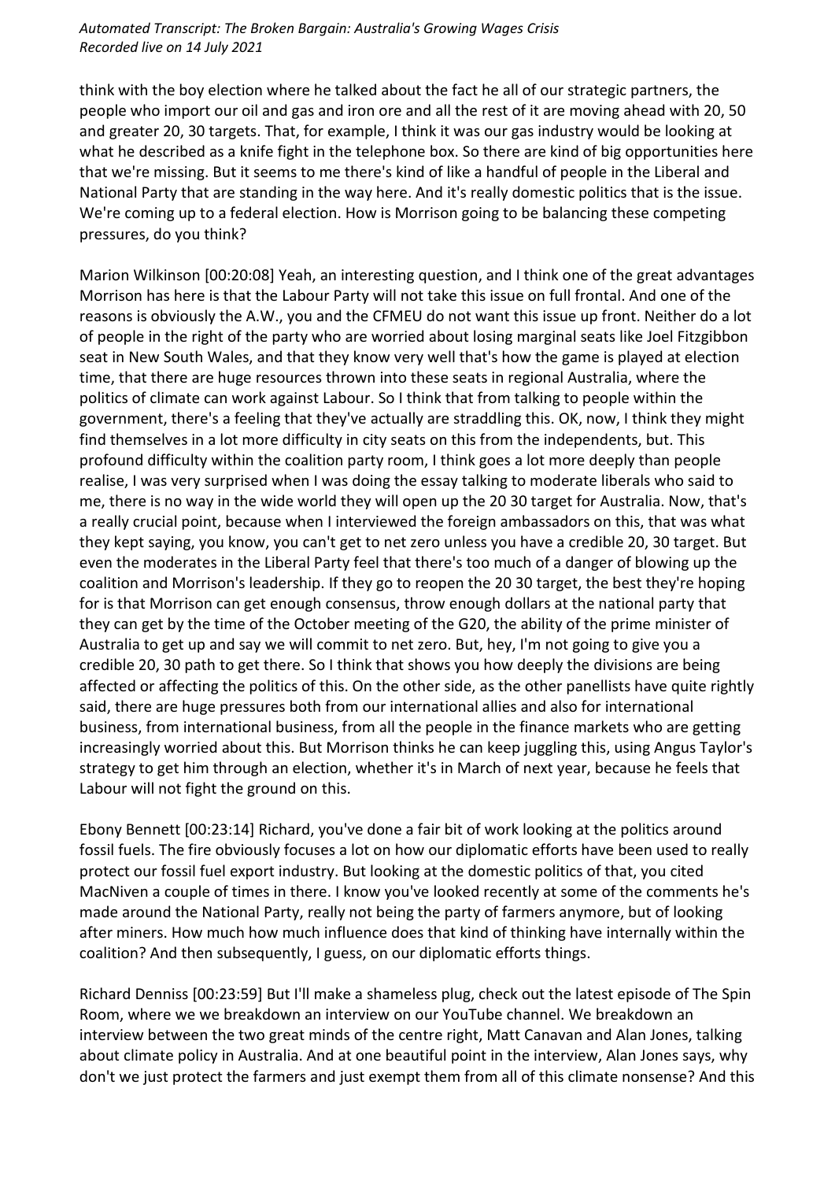think with the boy election where he talked about the fact he all of our strategic partners, the people who import our oil and gas and iron ore and all the rest of it are moving ahead with 20, 50 and greater 20, 30 targets. That, for example, I think it was our gas industry would be looking at what he described as a knife fight in the telephone box. So there are kind of big opportunities here that we're missing. But it seems to me there's kind of like a handful of people in the Liberal and National Party that are standing in the way here. And it's really domestic politics that is the issue. We're coming up to a federal election. How is Morrison going to be balancing these competing pressures, do you think?

Marion Wilkinson [00:20:08] Yeah, an interesting question, and I think one of the great advantages Morrison has here is that the Labour Party will not take this issue on full frontal. And one of the reasons is obviously the A.W., you and the CFMEU do not want this issue up front. Neither do a lot of people in the right of the party who are worried about losing marginal seats like Joel Fitzgibbon seat in New South Wales, and that they know very well that's how the game is played at election time, that there are huge resources thrown into these seats in regional Australia, where the politics of climate can work against Labour. So I think that from talking to people within the government, there's a feeling that they've actually are straddling this. OK, now, I think they might find themselves in a lot more difficulty in city seats on this from the independents, but. This profound difficulty within the coalition party room, I think goes a lot more deeply than people realise, I was very surprised when I was doing the essay talking to moderate liberals who said to me, there is no way in the wide world they will open up the 20 30 target for Australia. Now, that's a really crucial point, because when I interviewed the foreign ambassadors on this, that was what they kept saying, you know, you can't get to net zero unless you have a credible 20, 30 target. But even the moderates in the Liberal Party feel that there's too much of a danger of blowing up the coalition and Morrison's leadership. If they go to reopen the 20 30 target, the best they're hoping for is that Morrison can get enough consensus, throw enough dollars at the national party that they can get by the time of the October meeting of the G20, the ability of the prime minister of Australia to get up and say we will commit to net zero. But, hey, I'm not going to give you a credible 20, 30 path to get there. So I think that shows you how deeply the divisions are being affected or affecting the politics of this. On the other side, as the other panellists have quite rightly said, there are huge pressures both from our international allies and also for international business, from international business, from all the people in the finance markets who are getting increasingly worried about this. But Morrison thinks he can keep juggling this, using Angus Taylor's strategy to get him through an election, whether it's in March of next year, because he feels that Labour will not fight the ground on this.

Ebony Bennett [00:23:14] Richard, you've done a fair bit of work looking at the politics around fossil fuels. The fire obviously focuses a lot on how our diplomatic efforts have been used to really protect our fossil fuel export industry. But looking at the domestic politics of that, you cited MacNiven a couple of times in there. I know you've looked recently at some of the comments he's made around the National Party, really not being the party of farmers anymore, but of looking after miners. How much how much influence does that kind of thinking have internally within the coalition? And then subsequently, I guess, on our diplomatic efforts things.

Richard Denniss [00:23:59] But I'll make a shameless plug, check out the latest episode of The Spin Room, where we we breakdown an interview on our YouTube channel. We breakdown an interview between the two great minds of the centre right, Matt Canavan and Alan Jones, talking about climate policy in Australia. And at one beautiful point in the interview, Alan Jones says, why don't we just protect the farmers and just exempt them from all of this climate nonsense? And this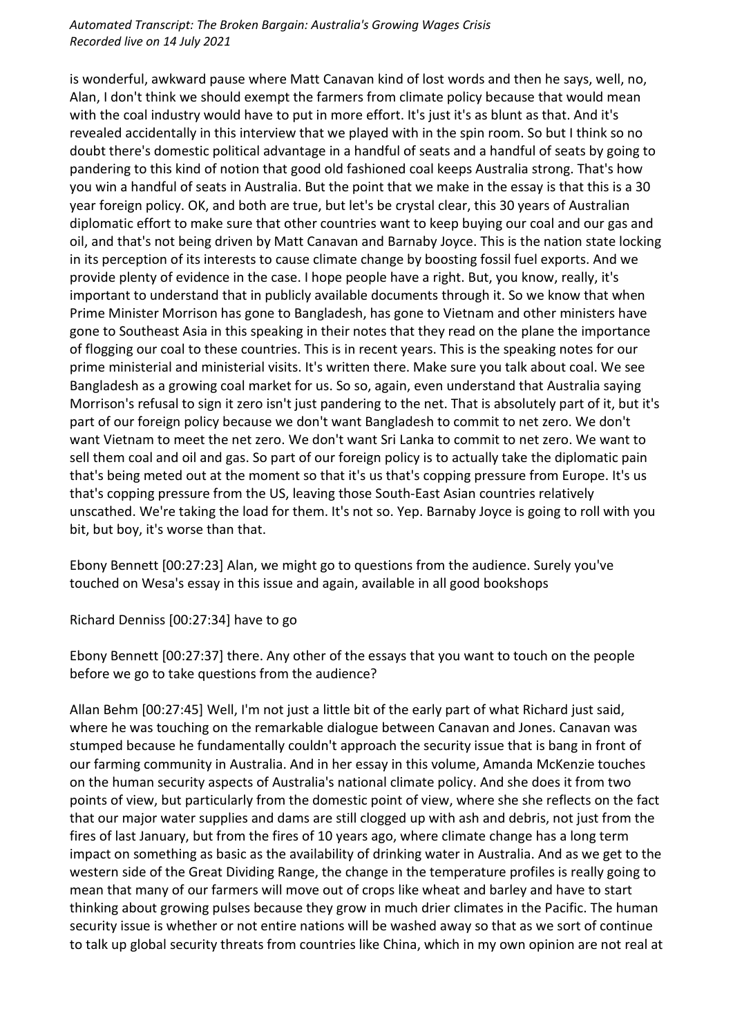is wonderful, awkward pause where Matt Canavan kind of lost words and then he says, well, no, Alan, I don't think we should exempt the farmers from climate policy because that would mean with the coal industry would have to put in more effort. It's just it's as blunt as that. And it's revealed accidentally in this interview that we played with in the spin room. So but I think so no doubt there's domestic political advantage in a handful of seats and a handful of seats by going to pandering to this kind of notion that good old fashioned coal keeps Australia strong. That's how you win a handful of seats in Australia. But the point that we make in the essay is that this is a 30 year foreign policy. OK, and both are true, but let's be crystal clear, this 30 years of Australian diplomatic effort to make sure that other countries want to keep buying our coal and our gas and oil, and that's not being driven by Matt Canavan and Barnaby Joyce. This is the nation state locking in its perception of its interests to cause climate change by boosting fossil fuel exports. And we provide plenty of evidence in the case. I hope people have a right. But, you know, really, it's important to understand that in publicly available documents through it. So we know that when Prime Minister Morrison has gone to Bangladesh, has gone to Vietnam and other ministers have gone to Southeast Asia in this speaking in their notes that they read on the plane the importance of flogging our coal to these countries. This is in recent years. This is the speaking notes for our prime ministerial and ministerial visits. It's written there. Make sure you talk about coal. We see Bangladesh as a growing coal market for us. So so, again, even understand that Australia saying Morrison's refusal to sign it zero isn't just pandering to the net. That is absolutely part of it, but it's part of our foreign policy because we don't want Bangladesh to commit to net zero. We don't want Vietnam to meet the net zero. We don't want Sri Lanka to commit to net zero. We want to sell them coal and oil and gas. So part of our foreign policy is to actually take the diplomatic pain that's being meted out at the moment so that it's us that's copping pressure from Europe. It's us that's copping pressure from the US, leaving those South-East Asian countries relatively unscathed. We're taking the load for them. It's not so. Yep. Barnaby Joyce is going to roll with you bit, but boy, it's worse than that.

Ebony Bennett [00:27:23] Alan, we might go to questions from the audience. Surely you've touched on Wesa's essay in this issue and again, available in all good bookshops

Richard Denniss [00:27:34] have to go

Ebony Bennett [00:27:37] there. Any other of the essays that you want to touch on the people before we go to take questions from the audience?

Allan Behm [00:27:45] Well, I'm not just a little bit of the early part of what Richard just said, where he was touching on the remarkable dialogue between Canavan and Jones. Canavan was stumped because he fundamentally couldn't approach the security issue that is bang in front of our farming community in Australia. And in her essay in this volume, Amanda McKenzie touches on the human security aspects of Australia's national climate policy. And she does it from two points of view, but particularly from the domestic point of view, where she she reflects on the fact that our major water supplies and dams are still clogged up with ash and debris, not just from the fires of last January, but from the fires of 10 years ago, where climate change has a long term impact on something as basic as the availability of drinking water in Australia. And as we get to the western side of the Great Dividing Range, the change in the temperature profiles is really going to mean that many of our farmers will move out of crops like wheat and barley and have to start thinking about growing pulses because they grow in much drier climates in the Pacific. The human security issue is whether or not entire nations will be washed away so that as we sort of continue to talk up global security threats from countries like China, which in my own opinion are not real at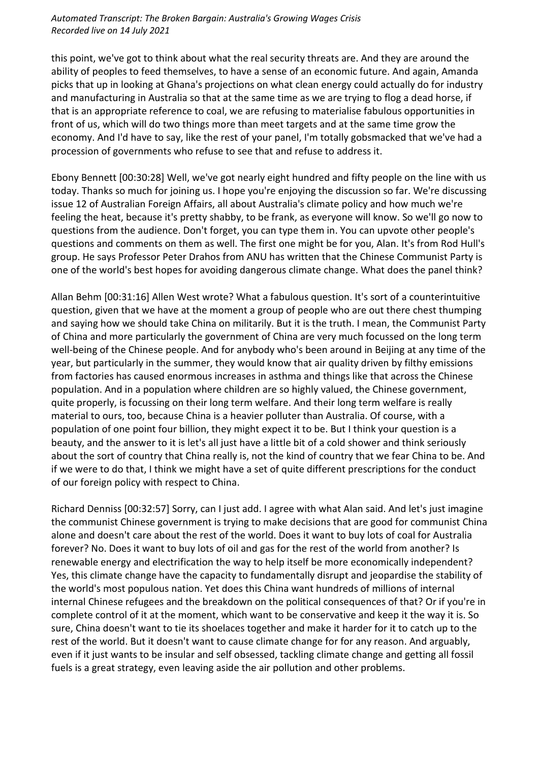this point, we've got to think about what the real security threats are. And they are around the ability of peoples to feed themselves, to have a sense of an economic future. And again, Amanda picks that up in looking at Ghana's projections on what clean energy could actually do for industry and manufacturing in Australia so that at the same time as we are trying to flog a dead horse, if that is an appropriate reference to coal, we are refusing to materialise fabulous opportunities in front of us, which will do two things more than meet targets and at the same time grow the economy. And I'd have to say, like the rest of your panel, I'm totally gobsmacked that we've had a procession of governments who refuse to see that and refuse to address it.

Ebony Bennett [00:30:28] Well, we've got nearly eight hundred and fifty people on the line with us today. Thanks so much for joining us. I hope you're enjoying the discussion so far. We're discussing issue 12 of Australian Foreign Affairs, all about Australia's climate policy and how much we're feeling the heat, because it's pretty shabby, to be frank, as everyone will know. So we'll go now to questions from the audience. Don't forget, you can type them in. You can upvote other people's questions and comments on them as well. The first one might be for you, Alan. It's from Rod Hull's group. He says Professor Peter Drahos from ANU has written that the Chinese Communist Party is one of the world's best hopes for avoiding dangerous climate change. What does the panel think?

Allan Behm [00:31:16] Allen West wrote? What a fabulous question. It's sort of a counterintuitive question, given that we have at the moment a group of people who are out there chest thumping and saying how we should take China on militarily. But it is the truth. I mean, the Communist Party of China and more particularly the government of China are very much focussed on the long term well-being of the Chinese people. And for anybody who's been around in Beijing at any time of the year, but particularly in the summer, they would know that air quality driven by filthy emissions from factories has caused enormous increases in asthma and things like that across the Chinese population. And in a population where children are so highly valued, the Chinese government, quite properly, is focussing on their long term welfare. And their long term welfare is really material to ours, too, because China is a heavier polluter than Australia. Of course, with a population of one point four billion, they might expect it to be. But I think your question is a beauty, and the answer to it is let's all just have a little bit of a cold shower and think seriously about the sort of country that China really is, not the kind of country that we fear China to be. And if we were to do that, I think we might have a set of quite different prescriptions for the conduct of our foreign policy with respect to China.

Richard Denniss [00:32:57] Sorry, can I just add. I agree with what Alan said. And let's just imagine the communist Chinese government is trying to make decisions that are good for communist China alone and doesn't care about the rest of the world. Does it want to buy lots of coal for Australia forever? No. Does it want to buy lots of oil and gas for the rest of the world from another? Is renewable energy and electrification the way to help itself be more economically independent? Yes, this climate change have the capacity to fundamentally disrupt and jeopardise the stability of the world's most populous nation. Yet does this China want hundreds of millions of internal internal Chinese refugees and the breakdown on the political consequences of that? Or if you're in complete control of it at the moment, which want to be conservative and keep it the way it is. So sure, China doesn't want to tie its shoelaces together and make it harder for it to catch up to the rest of the world. But it doesn't want to cause climate change for for any reason. And arguably, even if it just wants to be insular and self obsessed, tackling climate change and getting all fossil fuels is a great strategy, even leaving aside the air pollution and other problems.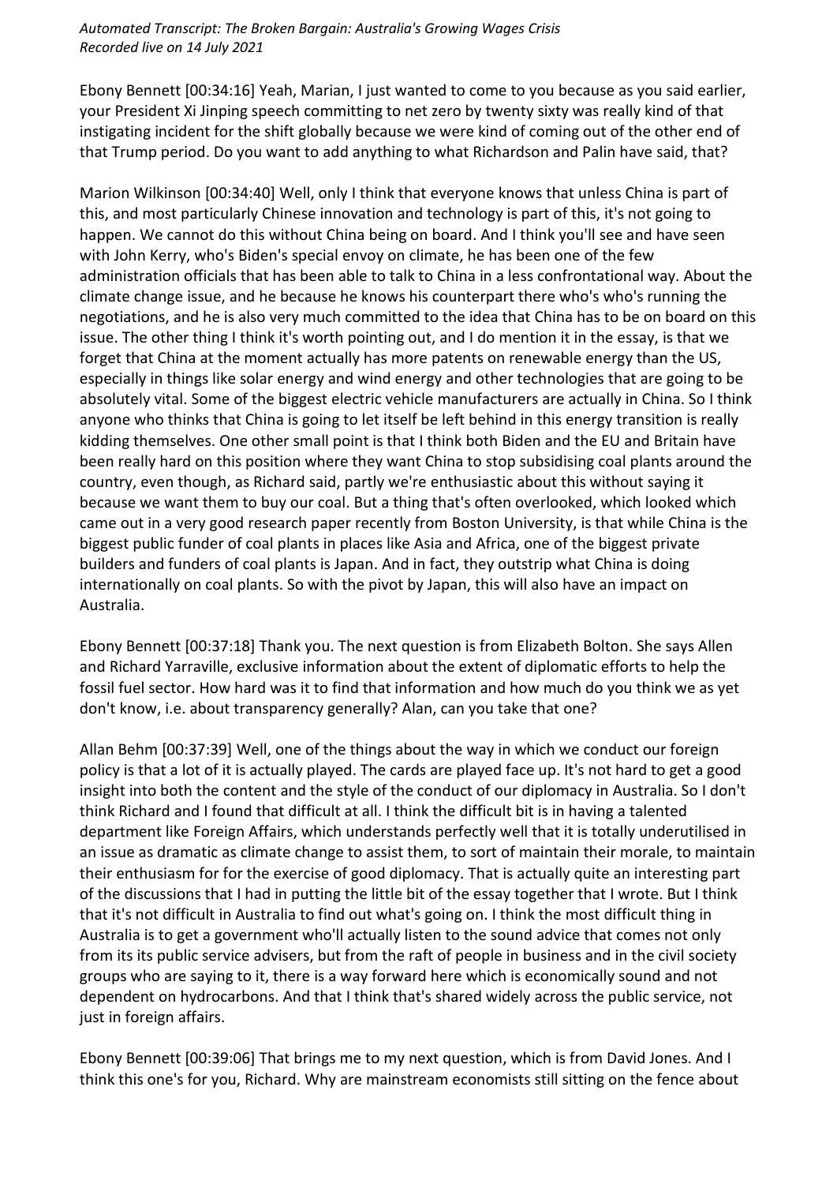*Automated Transcript: The Broken Bargain: Australia's Growing Wages Crisis*
*Recorded live on 14 July 2021*

Ebony Bennett [00:34:16] Yeah, Marian, I just wanted to come to you because as you said earlier, your President Xi Jinping speech committing to net zero by twenty sixty was really kind of that instigating incident for the shift globally because we were kind of coming out of the other end of that Trump period. Do you want to add anything to what Richardson and Palin have said, that?

Marion Wilkinson [00:34:40] Well, only I think that everyone knows that unless China is part of this, and most particularly Chinese innovation and technology is part of this, it's not going to happen. We cannot do this without China being on board. And I think you'll see and have seen with John Kerry, who's Biden's special envoy on climate, he has been one of the few administration officials that has been able to talk to China in a less confrontational way. About the climate change issue, and he because he knows his counterpart there who's who's running the negotiations, and he is also very much committed to the idea that China has to be on board on this issue. The other thing I think it's worth pointing out, and I do mention it in the essay, is that we forget that China at the moment actually has more patents on renewable energy than the US, especially in things like solar energy and wind energy and other technologies that are going to be absolutely vital. Some of the biggest electric vehicle manufacturers are actually in China. So I think anyone who thinks that China is going to let itself be left behind in this energy transition is really kidding themselves. One other small point is that I think both Biden and the EU and Britain have been really hard on this position where they want China to stop subsidising coal plants around the country, even though, as Richard said, partly we're enthusiastic about this without saying it because we want them to buy our coal. But a thing that's often overlooked, which looked which came out in a very good research paper recently from Boston University, is that while China is the biggest public funder of coal plants in places like Asia and Africa, one of the biggest private builders and funders of coal plants is Japan. And in fact, they outstrip what China is doing internationally on coal plants. So with the pivot by Japan, this will also have an impact on Australia.

Ebony Bennett [00:37:18] Thank you. The next question is from Elizabeth Bolton. She says Allen and Richard Yarraville, exclusive information about the extent of diplomatic efforts to help the fossil fuel sector. How hard was it to find that information and how much do you think we as yet don't know, i.e. about transparency generally? Alan, can you take that one?

Allan Behm [00:37:39] Well, one of the things about the way in which we conduct our foreign policy is that a lot of it is actually played. The cards are played face up. It's not hard to get a good insight into both the content and the style of the conduct of our diplomacy in Australia. So I don't think Richard and I found that difficult at all. I think the difficult bit is in having a talented department like Foreign Affairs, which understands perfectly well that it is totally underutilised in an issue as dramatic as climate change to assist them, to sort of maintain their morale, to maintain their enthusiasm for for the exercise of good diplomacy. That is actually quite an interesting part of the discussions that I had in putting the little bit of the essay together that I wrote. But I think that it's not difficult in Australia to find out what's going on. I think the most difficult thing in Australia is to get a government who'll actually listen to the sound advice that comes not only from its its public service advisers, but from the raft of people in business and in the civil society groups who are saying to it, there is a way forward here which is economically sound and not dependent on hydrocarbons. And that I think that's shared widely across the public service, not just in foreign affairs.

Ebony Bennett [00:39:06] That brings me to my next question, which is from David Jones. And I think this one's for you, Richard. Why are mainstream economists still sitting on the fence about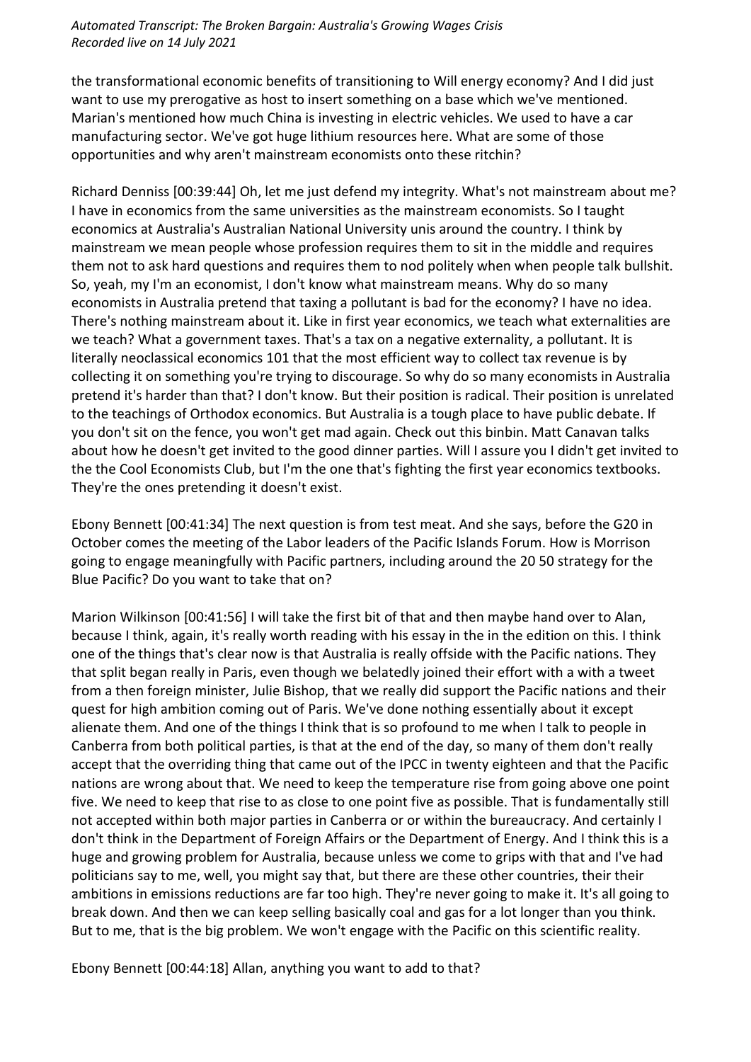the transformational economic benefits of transitioning to Will energy economy? And I did just want to use my prerogative as host to insert something on a base which we've mentioned. Marian's mentioned how much China is investing in electric vehicles. We used to have a car manufacturing sector. We've got huge lithium resources here. What are some of those opportunities and why aren't mainstream economists onto these ritchin?

Richard Denniss [00:39:44] Oh, let me just defend my integrity. What's not mainstream about me? I have in economics from the same universities as the mainstream economists. So I taught economics at Australia's Australian National University unis around the country. I think by mainstream we mean people whose profession requires them to sit in the middle and requires them not to ask hard questions and requires them to nod politely when when people talk bullshit. So, yeah, my I'm an economist, I don't know what mainstream means. Why do so many economists in Australia pretend that taxing a pollutant is bad for the economy? I have no idea. There's nothing mainstream about it. Like in first year economics, we teach what externalities are we teach? What a government taxes. That's a tax on a negative externality, a pollutant. It is literally neoclassical economics 101 that the most efficient way to collect tax revenue is by collecting it on something you're trying to discourage. So why do so many economists in Australia pretend it's harder than that? I don't know. But their position is radical. Their position is unrelated to the teachings of Orthodox economics. But Australia is a tough place to have public debate. If you don't sit on the fence, you won't get mad again. Check out this binbin. Matt Canavan talks about how he doesn't get invited to the good dinner parties. Will I assure you I didn't get invited to the the Cool Economists Club, but I'm the one that's fighting the first year economics textbooks. They're the ones pretending it doesn't exist.

Ebony Bennett [00:41:34] The next question is from test meat. And she says, before the G20 in October comes the meeting of the Labor leaders of the Pacific Islands Forum. How is Morrison going to engage meaningfully with Pacific partners, including around the 20 50 strategy for the Blue Pacific? Do you want to take that on?

Marion Wilkinson [00:41:56] I will take the first bit of that and then maybe hand over to Alan, because I think, again, it's really worth reading with his essay in the in the edition on this. I think one of the things that's clear now is that Australia is really offside with the Pacific nations. They that split began really in Paris, even though we belatedly joined their effort with a with a tweet from a then foreign minister, Julie Bishop, that we really did support the Pacific nations and their quest for high ambition coming out of Paris. We've done nothing essentially about it except alienate them. And one of the things I think that is so profound to me when I talk to people in Canberra from both political parties, is that at the end of the day, so many of them don't really accept that the overriding thing that came out of the IPCC in twenty eighteen and that the Pacific nations are wrong about that. We need to keep the temperature rise from going above one point five. We need to keep that rise to as close to one point five as possible. That is fundamentally still not accepted within both major parties in Canberra or or within the bureaucracy. And certainly I don't think in the Department of Foreign Affairs or the Department of Energy. And I think this is a huge and growing problem for Australia, because unless we come to grips with that and I've had politicians say to me, well, you might say that, but there are these other countries, their their ambitions in emissions reductions are far too high. They're never going to make it. It's all going to break down. And then we can keep selling basically coal and gas for a lot longer than you think. But to me, that is the big problem. We won't engage with the Pacific on this scientific reality.

Ebony Bennett [00:44:18] Allan, anything you want to add to that?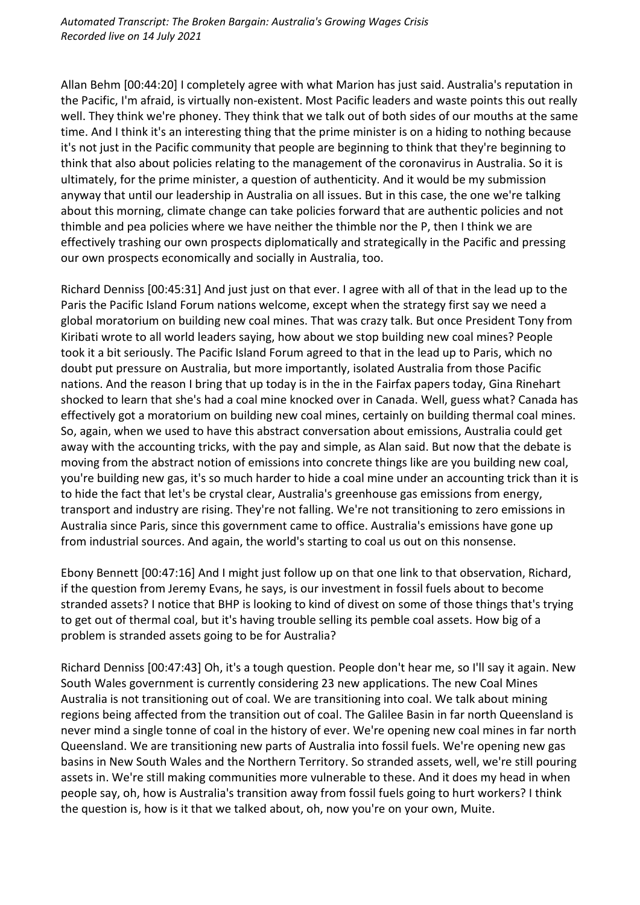Allan Behm [00:44:20] I completely agree with what Marion has just said. Australia's reputation in the Pacific, I'm afraid, is virtually non-existent. Most Pacific leaders and waste points this out really well. They think we're phoney. They think that we talk out of both sides of our mouths at the same time. And I think it's an interesting thing that the prime minister is on a hiding to nothing because it's not just in the Pacific community that people are beginning to think that they're beginning to think that also about policies relating to the management of the coronavirus in Australia. So it is ultimately, for the prime minister, a question of authenticity. And it would be my submission anyway that until our leadership in Australia on all issues. But in this case, the one we're talking about this morning, climate change can take policies forward that are authentic policies and not thimble and pea policies where we have neither the thimble nor the P, then I think we are effectively trashing our own prospects diplomatically and strategically in the Pacific and pressing our own prospects economically and socially in Australia, too.

Richard Denniss [00:45:31] And just just on that ever. I agree with all of that in the lead up to the Paris the Pacific Island Forum nations welcome, except when the strategy first say we need a global moratorium on building new coal mines. That was crazy talk. But once President Tony from Kiribati wrote to all world leaders saying, how about we stop building new coal mines? People took it a bit seriously. The Pacific Island Forum agreed to that in the lead up to Paris, which no doubt put pressure on Australia, but more importantly, isolated Australia from those Pacific nations. And the reason I bring that up today is in the in the Fairfax papers today, Gina Rinehart shocked to learn that she's had a coal mine knocked over in Canada. Well, guess what? Canada has effectively got a moratorium on building new coal mines, certainly on building thermal coal mines. So, again, when we used to have this abstract conversation about emissions, Australia could get away with the accounting tricks, with the pay and simple, as Alan said. But now that the debate is moving from the abstract notion of emissions into concrete things like are you building new coal, you're building new gas, it's so much harder to hide a coal mine under an accounting trick than it is to hide the fact that let's be crystal clear, Australia's greenhouse gas emissions from energy, transport and industry are rising. They're not falling. We're not transitioning to zero emissions in Australia since Paris, since this government came to office. Australia's emissions have gone up from industrial sources. And again, the world's starting to coal us out on this nonsense.

Ebony Bennett [00:47:16] And I might just follow up on that one link to that observation, Richard, if the question from Jeremy Evans, he says, is our investment in fossil fuels about to become stranded assets? I notice that BHP is looking to kind of divest on some of those things that's trying to get out of thermal coal, but it's having trouble selling its pemble coal assets. How big of a problem is stranded assets going to be for Australia?

Richard Denniss [00:47:43] Oh, it's a tough question. People don't hear me, so I'll say it again. New South Wales government is currently considering 23 new applications. The new Coal Mines Australia is not transitioning out of coal. We are transitioning into coal. We talk about mining regions being affected from the transition out of coal. The Galilee Basin in far north Queensland is never mind a single tonne of coal in the history of ever. We're opening new coal mines in far north Queensland. We are transitioning new parts of Australia into fossil fuels. We're opening new gas basins in New South Wales and the Northern Territory. So stranded assets, well, we're still pouring assets in. We're still making communities more vulnerable to these. And it does my head in when people say, oh, how is Australia's transition away from fossil fuels going to hurt workers? I think the question is, how is it that we talked about, oh, now you're on your own, Muite.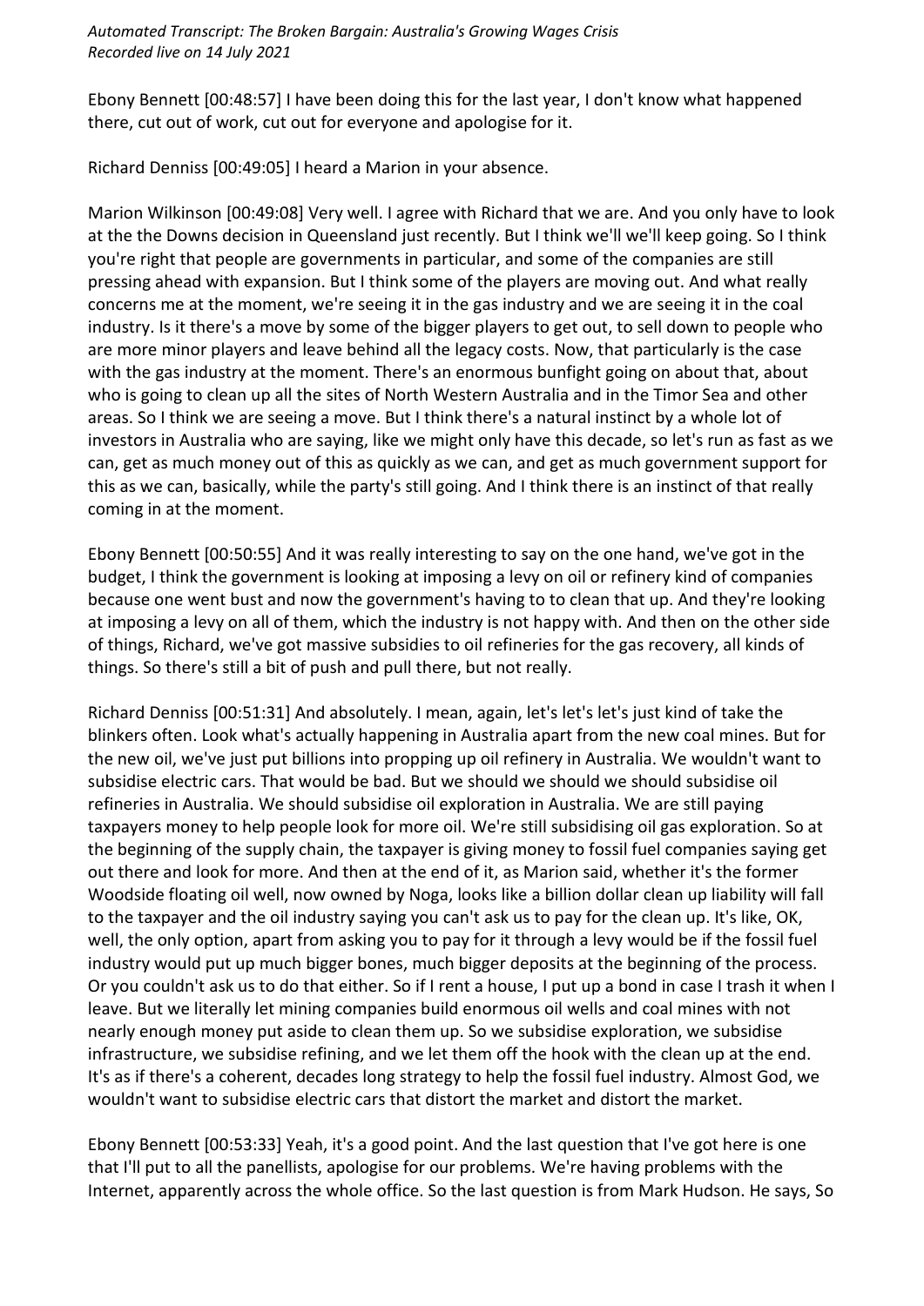Ebony Bennett [00:48:57] I have been doing this for the last year, I don't know what happened there, cut out of work, cut out for everyone and apologise for it.

Richard Denniss [00:49:05] I heard a Marion in your absence.

Marion Wilkinson [00:49:08] Very well. I agree with Richard that we are. And you only have to look at the the Downs decision in Queensland just recently. But I think we'll we'll keep going. So I think you're right that people are governments in particular, and some of the companies are still pressing ahead with expansion. But I think some of the players are moving out. And what really concerns me at the moment, we're seeing it in the gas industry and we are seeing it in the coal industry. Is it there's a move by some of the bigger players to get out, to sell down to people who are more minor players and leave behind all the legacy costs. Now, that particularly is the case with the gas industry at the moment. There's an enormous bunfight going on about that, about who is going to clean up all the sites of North Western Australia and in the Timor Sea and other areas. So I think we are seeing a move. But I think there's a natural instinct by a whole lot of investors in Australia who are saying, like we might only have this decade, so let's run as fast as we can, get as much money out of this as quickly as we can, and get as much government support for this as we can, basically, while the party's still going. And I think there is an instinct of that really coming in at the moment.

Ebony Bennett [00:50:55] And it was really interesting to say on the one hand, we've got in the budget, I think the government is looking at imposing a levy on oil or refinery kind of companies because one went bust and now the government's having to to clean that up. And they're looking at imposing a levy on all of them, which the industry is not happy with. And then on the other side of things, Richard, we've got massive subsidies to oil refineries for the gas recovery, all kinds of things. So there's still a bit of push and pull there, but not really.

Richard Denniss [00:51:31] And absolutely. I mean, again, let's let's let's just kind of take the blinkers often. Look what's actually happening in Australia apart from the new coal mines. But for the new oil, we've just put billions into propping up oil refinery in Australia. We wouldn't want to subsidise electric cars. That would be bad. But we should we should we should subsidise oil refineries in Australia. We should subsidise oil exploration in Australia. We are still paying taxpayers money to help people look for more oil. We're still subsidising oil gas exploration. So at the beginning of the supply chain, the taxpayer is giving money to fossil fuel companies saying get out there and look for more. And then at the end of it, as Marion said, whether it's the former Woodside floating oil well, now owned by Noga, looks like a billion dollar clean up liability will fall to the taxpayer and the oil industry saying you can't ask us to pay for the clean up. It's like, OK, well, the only option, apart from asking you to pay for it through a levy would be if the fossil fuel industry would put up much bigger bones, much bigger deposits at the beginning of the process. Or you couldn't ask us to do that either. So if I rent a house, I put up a bond in case I trash it when I leave. But we literally let mining companies build enormous oil wells and coal mines with not nearly enough money put aside to clean them up. So we subsidise exploration, we subsidise infrastructure, we subsidise refining, and we let them off the hook with the clean up at the end. It's as if there's a coherent, decades long strategy to help the fossil fuel industry. Almost God, we wouldn't want to subsidise electric cars that distort the market and distort the market.

Ebony Bennett [00:53:33] Yeah, it's a good point. And the last question that I've got here is one that I'll put to all the panellists, apologise for our problems. We're having problems with the Internet, apparently across the whole office. So the last question is from Mark Hudson. He says, So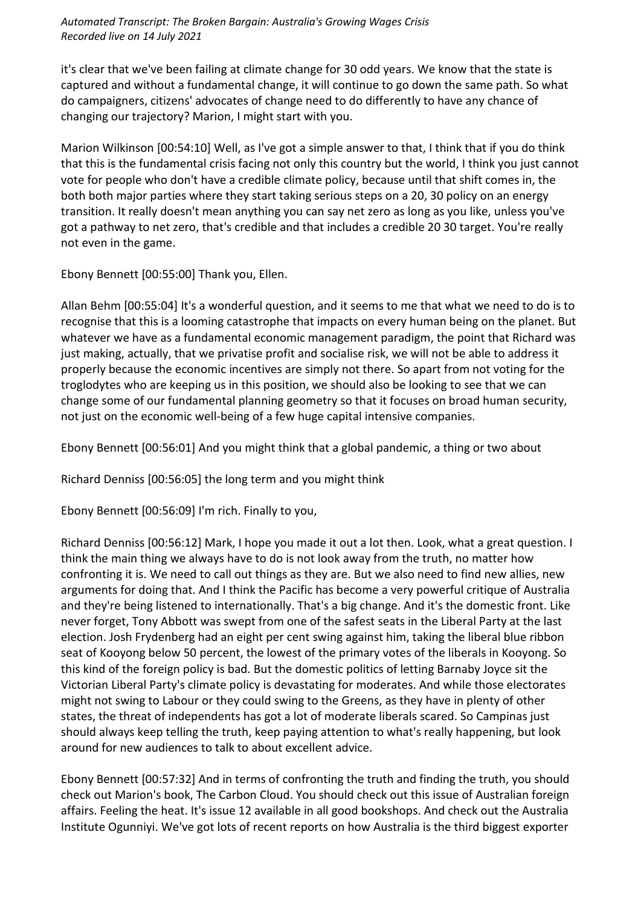it's clear that we've been failing at climate change for 30 odd years. We know that the state is captured and without a fundamental change, it will continue to go down the same path. So what do campaigners, citizens' advocates of change need to do differently to have any chance of changing our trajectory? Marion, I might start with you.

Marion Wilkinson [00:54:10] Well, as I've got a simple answer to that, I think that if you do think that this is the fundamental crisis facing not only this country but the world, I think you just cannot vote for people who don't have a credible climate policy, because until that shift comes in, the both both major parties where they start taking serious steps on a 20, 30 policy on an energy transition. It really doesn't mean anything you can say net zero as long as you like, unless you've got a pathway to net zero, that's credible and that includes a credible 20 30 target. You're really not even in the game.

Ebony Bennett [00:55:00] Thank you, Ellen.

Allan Behm [00:55:04] It's a wonderful question, and it seems to me that what we need to do is to recognise that this is a looming catastrophe that impacts on every human being on the planet. But whatever we have as a fundamental economic management paradigm, the point that Richard was just making, actually, that we privatise profit and socialise risk, we will not be able to address it properly because the economic incentives are simply not there. So apart from not voting for the troglodytes who are keeping us in this position, we should also be looking to see that we can change some of our fundamental planning geometry so that it focuses on broad human security, not just on the economic well-being of a few huge capital intensive companies.

Ebony Bennett [00:56:01] And you might think that a global pandemic, a thing or two about

Richard Denniss [00:56:05] the long term and you might think

Ebony Bennett [00:56:09] I'm rich. Finally to you,

Richard Denniss [00:56:12] Mark, I hope you made it out a lot then. Look, what a great question. I think the main thing we always have to do is not look away from the truth, no matter how confronting it is. We need to call out things as they are. But we also need to find new allies, new arguments for doing that. And I think the Pacific has become a very powerful critique of Australia and they're being listened to internationally. That's a big change. And it's the domestic front. Like never forget, Tony Abbott was swept from one of the safest seats in the Liberal Party at the last election. Josh Frydenberg had an eight per cent swing against him, taking the liberal blue ribbon seat of Kooyong below 50 percent, the lowest of the primary votes of the liberals in Kooyong. So this kind of the foreign policy is bad. But the domestic politics of letting Barnaby Joyce sit the Victorian Liberal Party's climate policy is devastating for moderates. And while those electorates might not swing to Labour or they could swing to the Greens, as they have in plenty of other states, the threat of independents has got a lot of moderate liberals scared. So Campinas just should always keep telling the truth, keep paying attention to what's really happening, but look around for new audiences to talk to about excellent advice.

Ebony Bennett [00:57:32] And in terms of confronting the truth and finding the truth, you should check out Marion's book, The Carbon Cloud. You should check out this issue of Australian foreign affairs. Feeling the heat. It's issue 12 available in all good bookshops. And check out the Australia Institute Ogunniyi. We've got lots of recent reports on how Australia is the third biggest exporter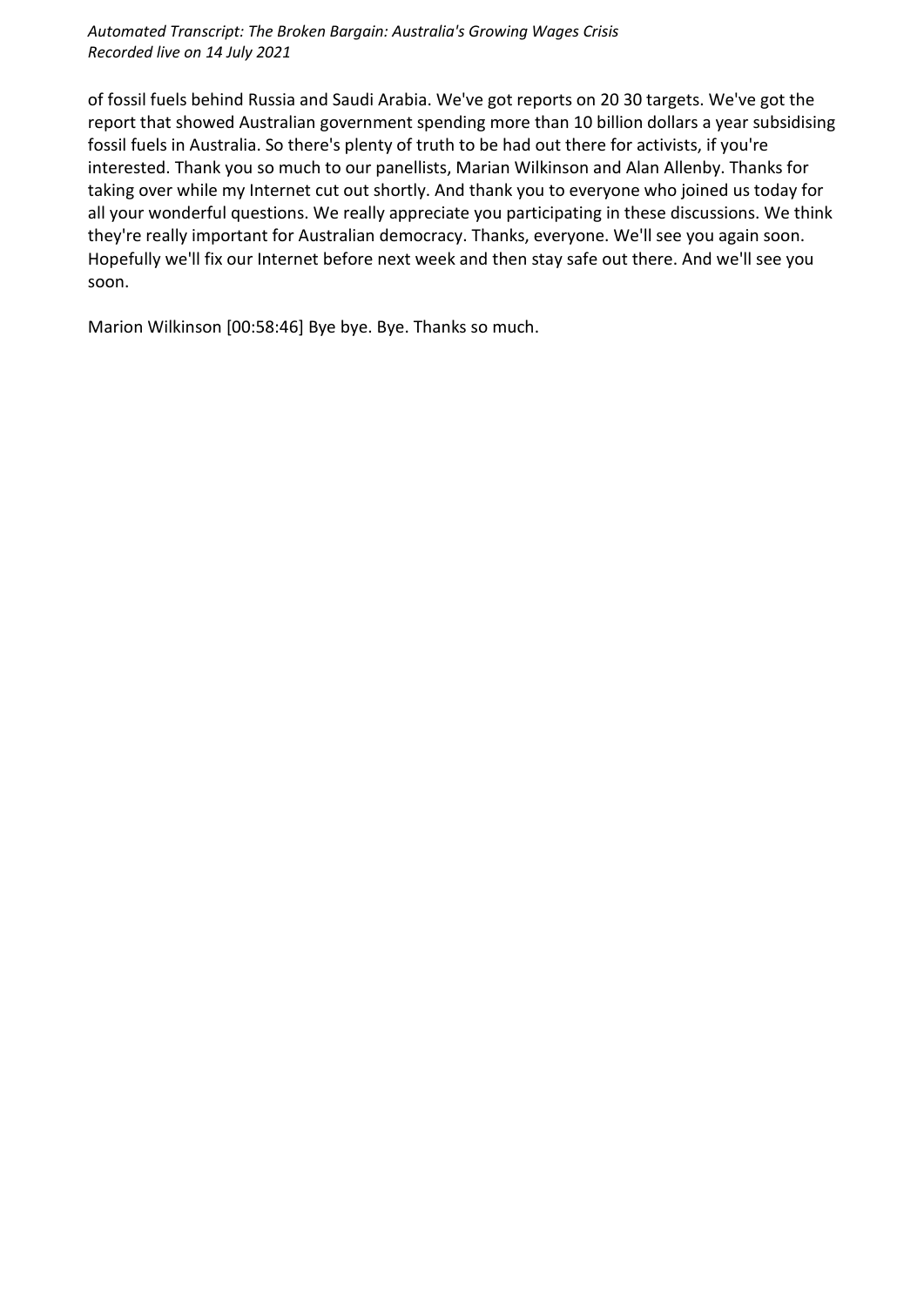of fossil fuels behind Russia and Saudi Arabia. We've got reports on 20 30 targets. We've got the report that showed Australian government spending more than 10 billion dollars a year subsidising fossil fuels in Australia. So there's plenty of truth to be had out there for activists, if you're interested. Thank you so much to our panellists, Marian Wilkinson and Alan Allenby. Thanks for taking over while my Internet cut out shortly. And thank you to everyone who joined us today for all your wonderful questions. We really appreciate you participating in these discussions. We think they're really important for Australian democracy. Thanks, everyone. We'll see you again soon. Hopefully we'll fix our Internet before next week and then stay safe out there. And we'll see you soon.

Marion Wilkinson [00:58:46] Bye bye. Bye. Thanks so much.